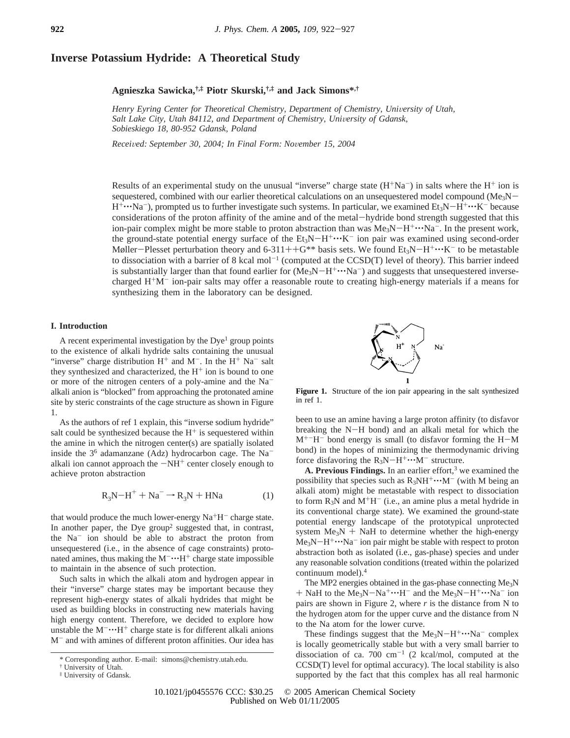# Inverse Potassium Hydride: A Theoretical Study

**Agnieszka Sawicka,[†,‡] Piotr Skurski,[†,‡] and Jack Simons*,[†]**

*Henry Eyring Center for Theoretical Chemistry, Department of Chemistry, University of Utah, Salt Lake City, Utah 84112, and Department of Chemistry, University of Gdansk, Sobieskiego 18, 80-952 Gdansk, Poland*

*Received: September 30, 2004; In Final Form: November 15, 2004*

Results of an experimental study on the unusual "inverse" charge state ($H^+Na^-$) in salts where the $H^+$ ion is sequestered, combined with our earlier theoretical calculations on an unsequestered model compound ($Me_3N-H^+\cdots Na^-$), prompted us to further investigate such systems. In particular, we examined $Et_3N-H^+\cdots K^-$ because considerations of the proton affinity of the amine and of the metal–hydride bond strength suggested that this ion-pair complex might be more stable to proton abstraction than was $Me_3N-H^+\cdots Na^-$. In the present work, the ground-state potential energy surface of the $Et_3N-H^+\cdots K^-$ ion pair was examined using second-order Møller–Plesset perturbation theory and 6-311++G** basis sets. We found $Et_3N-H^+\cdots K^-$ to be metastable to dissociation with a barrier of 8 kcal mol$^{-1}$ (computed at the CCSD(T) level of theory). This barrier indeed is substantially larger than that found earlier for ($Me_3N-H^+\cdots Na^-$) and suggests that unsequestered inverse-charged $H^+M^-$ ion-pair salts may offer a reasonable route to creating high-energy materials if a means for synthesizing them in the laboratory can be designed.

## I. Introduction

A recent experimental investigation by the Dye[1] group points to the existence of alkali hydride salts containing the unusual "inverse" charge distribution $H^+$ and $M^-$. In the $H^+$ $Na^-$ salt they synthesized and characterized, the $H^+$ ion is bound to one or more of the nitrogen centers of a poly-amine and the $Na^-$ alkali anion is "blocked" from approaching the protonated amine site by steric constraints of the cage structure as shown in Figure 1.

As the authors of ref 1 explain, this "inverse sodium hydride" salt could be synthesized because the $H^+$ is sequestered within the amine in which the nitrogen center(s) are spatially isolated inside the $3^6$ adamanzane (Adz) hydrocarbon cage. The $Na^-$ alkali ion cannot approach the $-NH^+$ center closely enough to achieve proton abstraction

$$R_3N-H^+ + Na^- \rightarrow R_3N + HNa \qquad (1)$$

that would produce the much lower-energy $Na^+H^-$ charge state. In another paper, the Dye group[2] suggested that, in contrast, the $Na^-$ ion should be able to abstract the proton from unsequestered (i.e., in the absence of cage constraints) protonated amines, thus making the $M^-\cdots H^+$ charge state impossible to maintain in the absence of such protection.

Such salts in which the alkali atom and hydrogen appear in their "inverse" charge states may be important because they represent high-energy states of alkali hydrides that might be used as building blocks in constructing new materials having high energy content. Therefore, we decided to explore how unstable the $M^-\cdots H^+$ charge state is for different alkali anions $M^-$ and with amines of different proton affinities. Our idea has been to use an amine having a large proton affinity (to disfavor breaking the N–H bond) and an alkali metal for which the $M^{+-}H^-$ bond energy is small (to disfavor forming the H–M bond) in the hopes of minimizing the thermodynamic driving force disfavoring the $R_3N-H^+\cdots M^-$ structure.

**Figure 1.** Structure of the ion pair appearing in the salt synthesized in ref 1.

**A. Previous Findings.** In an earlier effort,[3] we examined the possibility that species such as $R_3NH^+\cdots M^-$ (with M being an alkali atom) might be metastable with respect to dissociation to form $R_3N$ and $M^+H^-$ (i.e., an amine plus a metal hydride in its conventional charge state). We examined the ground-state potential energy landscape of the prototypical unprotected system $Me_3N$ + NaH to determine whether the high-energy $Me_3N-H^+\cdots Na^-$ ion pair might be stable with respect to proton abstraction both as isolated (i.e., gas-phase) species and under any reasonable solvation conditions (treated within the polarized continuum model).[4]

The MP2 energies obtained in the gas-phase connecting $Me_3N$ + NaH to the $Me_3N-Na^+\cdots H^-$ and the $Me_3N-H^+\cdots Na^-$ ion pairs are shown in Figure 2, where $r$ is the distance from N to the hydrogen atom for the upper curve and the distance from N to the Na atom for the lower curve.

These findings suggest that the $Me_3N-H^+\cdots Na^-$ complex is locally geometrically stable but with a very small barrier to dissociation of ca. 700 cm$^{-1}$ (2 kcal/mol, computed at the CCSD(T) level for optimal accuracy). The local stability is also supported by the fact that this complex has all real harmonic

\* Corresponding author. E-mail: simons@chemistry.utah.edu.
† University of Utah.
‡ University of Gdansk.

10.1021/jp0455576 CCC: $30.25 © 2005 American Chemical Society
Published on Web 01/11/2005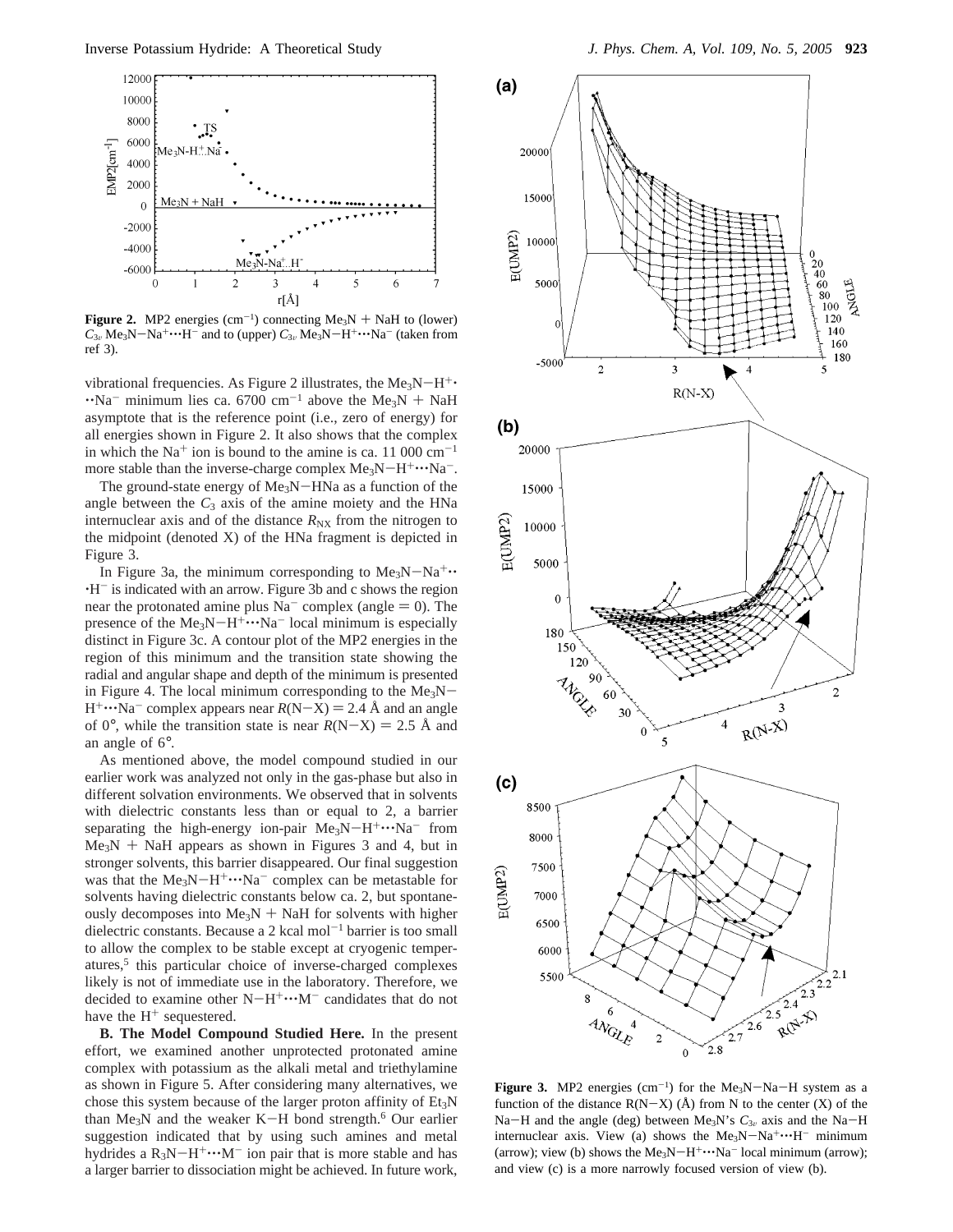**Figure 2.** MP2 energies ($cm^{-1}$) connecting $Me_3N$ + NaH to (lower) $C_{3v}$ $Me_3N-Na^+\cdots H^-$ and to (upper) $C_{3v}$ $Me_3N-H^+\cdots Na^-$ (taken from ref 3).

vibrational frequencies. As Figure 2 illustrates, the $Me_3N-H^+\cdots Na^-$ minimum lies ca. 6700 $cm^{-1}$ above the $Me_3N$ + NaH asymptote that is the reference point (i.e., zero of energy) for all energies shown in Figure 2. It also shows that the complex in which the $Na^+$ ion is bound to the amine is ca. 11 000 $cm^{-1}$ more stable than the inverse-charge complex $Me_3N-H^+\cdots Na^-$.

The ground-state energy of $Me_3N-HNa$ as a function of the angle between the $C_3$ axis of the amine moiety and the HNa internuclear axis and of the distance $R_{NX}$ from the nitrogen to the midpoint (denoted X) of the HNa fragment is depicted in Figure 3.

In Figure 3a, the minimum corresponding to $Me_3N-Na^+\cdots H^-$ is indicated with an arrow. Figure 3b and c shows the region near the protonated amine plus $Na^-$ complex (angle = 0). The presence of the $Me_3N-H^+\cdots Na^-$ local minimum is especially distinct in Figure 3c. A contour plot of the MP2 energies in the region of this minimum and the transition state showing the radial and angular shape and depth of the minimum is presented in Figure 4. The local minimum corresponding to the $Me_3N-H^+\cdots Na^-$ complex appears near $R(N-X)$ = 2.4 Å and an angle of 0°, while the transition state is near $R(N-X)$ = 2.5 Å and an angle of 6°.

As mentioned above, the model compound studied in our earlier work was analyzed not only in the gas-phase but also in different solvation environments. We observed that in solvents with dielectric constants less than or equal to 2, a barrier separating the high-energy ion-pair $Me_3N-H^+\cdots Na^-$ from $Me_3N$ + NaH appears as shown in Figures 3 and 4, but in stronger solvents, this barrier disappeared. Our final suggestion was that the $Me_3N-H^+\cdots Na^-$ complex can be metastable for solvents having dielectric constants below ca. 2, but spontaneously decomposes into $Me_3N$ + NaH for solvents with higher dielectric constants. Because a 2 kcal $mol^{-1}$ barrier is too small to allow the complex to be stable except at cryogenic temperatures,[5] this particular choice of inverse-charged complexes likely is not of immediate use in the laboratory. Therefore, we decided to examine other $N-H^+\cdots M^-$ candidates that do not have the $H^+$ sequestered.

**B. The Model Compound Studied Here.** In the present effort, we examined another unprotected protonated amine complex with potassium as the alkali metal and triethylamine as shown in Figure 5. After considering many alternatives, we chose this system because of the larger proton affinity of $Et_3N$ than $Me_3N$ and the weaker K−H bond strength.[6] Our earlier suggestion indicated that by using such amines and metal hydrides a $R_3N-H^+\cdots M^-$ ion pair that is more stable and has a larger barrier to dissociation might be achieved. In future work,

**Figure 3.** MP2 energies ($cm^{-1}$) for the $Me_3N-Na-H$ system as a function of the distance $R(N-X)$ (Å) from N to the center (X) of the Na−H and the angle (deg) between $Me_3N$'s $C_{3v}$ axis and the Na−H internuclear axis. View (a) shows the $Me_3N-Na^+\cdots H^-$ minimum (arrow); view (b) shows the $Me_3N-H^+\cdots Na^-$ local minimum (arrow); and view (c) is a more narrowly focused version of view (b).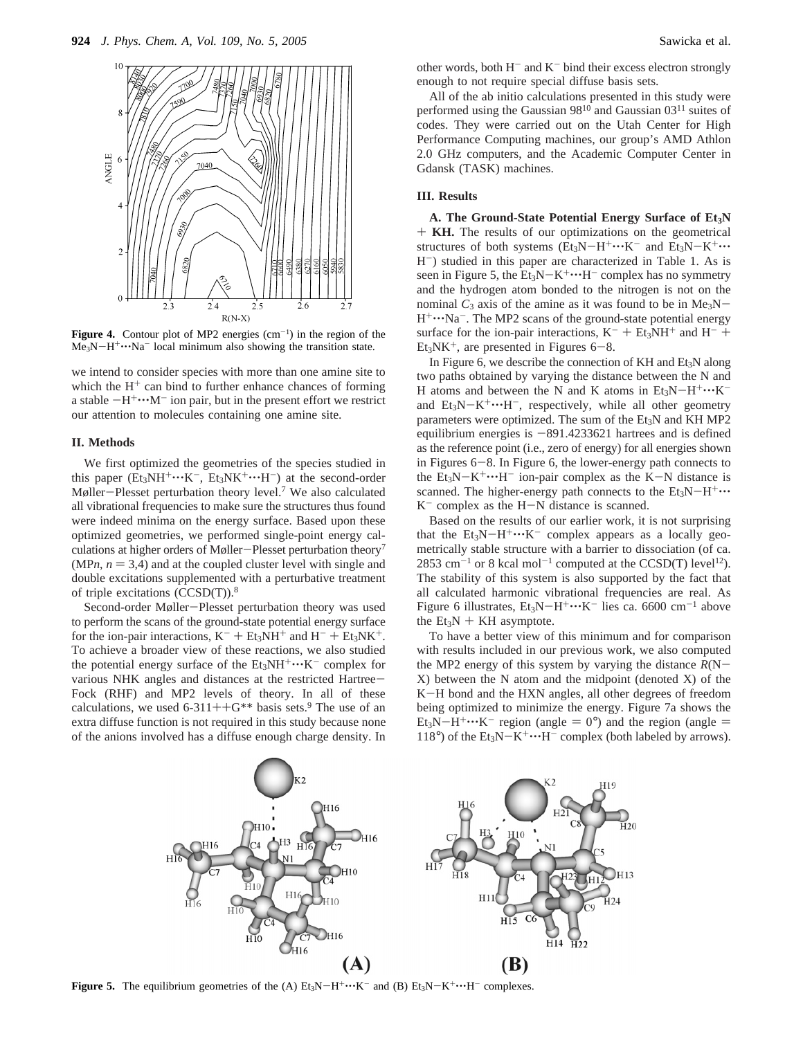**Figure 4.** Contour plot of MP2 energies ($cm^{-1}$) in the region of the $Me_3N{-}H^+{\cdots}Na^-$ local minimum also showing the transition state.

we intend to consider species with more than one amine site to which the $H^+$ can bind to further enhance chances of forming a stable $-H^+{\cdots}M^-$ ion pair, but in the present effort we restrict our attention to molecules containing one amine site.

## II. Methods

We first optimized the geometries of the species studied in this paper ($Et_3NH^+{\cdots}K^-$, $Et_3NK^+{\cdots}H^-$) at the second-order Møller–Plesset perturbation theory level.[7] We also calculated all vibrational frequencies to make sure the structures thus found were indeed minima on the energy surface. Based upon these optimized geometries, we performed single-point energy calculations at higher orders of Møller–Plesset perturbation theory[7] (MP$n$, $n = 3,4$) and at the coupled cluster level with single and double excitations supplemented with a perturbative treatment of triple excitations (CCSD(T)).[8]

Second-order Møller–Plesset perturbation theory was used to perform the scans of the ground-state potential energy surface for the ion-pair interactions, $K^- + Et_3NH^+$ and $H^- + Et_3NK^+$. To achieve a broader view of these reactions, we also studied the potential energy surface of the $Et_3NH^+{\cdots}K^-$ complex for various NHK angles and distances at the restricted Hartree–Fock (RHF) and MP2 levels of theory. In all of these calculations, we used 6-311++G** basis sets.[9] The use of an extra diffuse function is not required in this study because none of the anions involved has a diffuse enough charge density. In other words, both $H^-$ and $K^-$ bind their excess electron strongly enough to not require special diffuse basis sets.

All of the ab initio calculations presented in this study were performed using the Gaussian 98[10] and Gaussian 03[11] suites of codes. They were carried out on the Utah Center for High Performance Computing machines, our group's AMD Athlon 2.0 GHz computers, and the Academic Computer Center in Gdansk (TASK) machines.

## III. Results

**A. The Ground-State Potential Energy Surface of $Et_3N + KH$.** The results of our optimizations on the geometrical structures of both systems ($Et_3N{-}H^+{\cdots}K^-$ and $Et_3N{-}K^+{\cdots}H^-$) studied in this paper are characterized in Table 1. As is seen in Figure 5, the $Et_3N{-}K^+{\cdots}H^-$ complex has no symmetry and the hydrogen atom bonded to the nitrogen is not on the nominal $C_3$ axis of the amine as it was found to be in $Me_3N{-}H^+{\cdots}Na^-$. The MP2 scans of the ground-state potential energy surface for the ion-pair interactions, $K^- + Et_3NH^+$ and $H^- + Et_3NK^+$, are presented in Figures 6–8.

In Figure 6, we describe the connection of KH and $Et_3N$ along two paths obtained by varying the distance between the N and H atoms and between the N and K atoms in $Et_3N{-}H^+{\cdots}K^-$ and $Et_3N{-}K^+{\cdots}H^-$, respectively, while all other geometry parameters were optimized. The sum of the $Et_3N$ and KH MP2 equilibrium energies is −891.4233621 hartrees and is defined as the reference point (i.e., zero of energy) for all energies shown in Figures 6–8. In Figure 6, the lower-energy path connects to the $Et_3N{-}K^+{\cdots}H^-$ ion-pair complex as the K–N distance is scanned. The higher-energy path connects to the $Et_3N{-}H^+{\cdots}K^-$ complex as the H–N distance is scanned.

Based on the results of our earlier work, it is not surprising that the $Et_3N{-}H^+{\cdots}K^-$ complex appears as a locally geometrically stable structure with a barrier to dissociation (of ca. 2853 $cm^{-1}$ or 8 kcal $mol^{-1}$ computed at the CCSD(T) level[12]). The stability of this system is also supported by the fact that all calculated harmonic vibrational frequencies are real. As Figure 6 illustrates, $Et_3N{-}H^+{\cdots}K^-$ lies ca. 6600 $cm^{-1}$ above the $Et_3N + KH$ asymptote.

To have a better view of this minimum and for comparison with results included in our previous work, we also computed the MP2 energy of this system by varying the distance $R$(N–X) between the N atom and the midpoint (denoted X) of the K–H bond and the HXN angles, all other degrees of freedom being optimized to minimize the energy. Figure 7a shows the $Et_3N{-}H^+{\cdots}K^-$ region (angle = 0°) and the region (angle = 118°) of the $Et_3N{-}K^+{\cdots}H^-$ complex (both labeled by arrows).

**Figure 5.** The equilibrium geometries of the (A) $Et_3N{-}H^+{\cdots}K^-$ and (B) $Et_3N{-}K^+{\cdots}H^-$ complexes.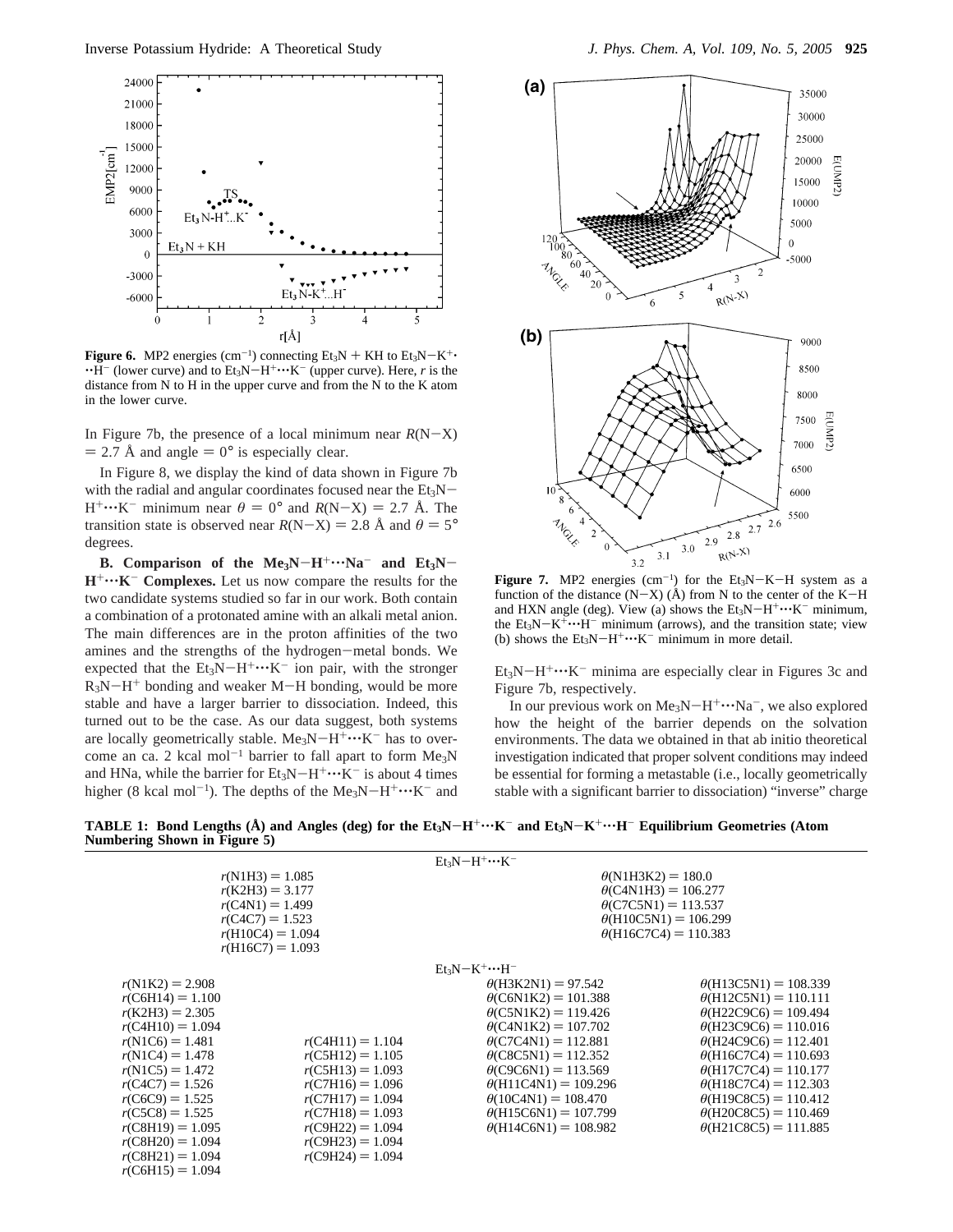**Figure 6.** MP2 energies ($cm^{-1}$) connecting $Et_3N$ + KH to $Et_3N-K^+\cdots H^-$ (lower curve) and to $Et_3N-H^+\cdots K^-$ (upper curve). Here, $r$ is the distance from N to H in the upper curve and from the N to the K atom in the lower curve.

In Figure 7b, the presence of a local minimum near $R$(N−X) = 2.7 Å and angle = 0° is especially clear.

In Figure 8, we display the kind of data shown in Figure 7b with the radial and angular coordinates focused near the $Et_3N-H^+\cdots K^-$ minimum near $\theta = 0°$ and $R$(N−X) = 2.7 Å. The transition state is observed near $R$(N−X) = 2.8 Å and $\theta = 5°$ degrees.

**B. Comparison of the $Me_3N-H^+\cdots Na^-$ and $Et_3N-H^+\cdots K^-$ Complexes.** Let us now compare the results for the two candidate systems studied so far in our work. Both contain a combination of a protonated amine with an alkali metal anion. The main differences are in the proton affinities of the two amines and the strengths of the hydrogen−metal bonds. We expected that the $Et_3N-H^+\cdots K^-$ ion pair, with the stronger $R_3N-H^+$ bonding and weaker M−H bonding, would be more stable and have a larger barrier to dissociation. Indeed, this turned out to be the case. As our data suggest, both systems are locally geometrically stable. $Me_3N-H^+\cdots K^-$ has to overcome an ca. 2 kcal $mol^{-1}$ barrier to fall apart to form $Me_3N$ and HNa, while the barrier for $Et_3N-H^+\cdots K^-$ is about 4 times higher (8 kcal $mol^{-1}$). The depths of the $Me_3N-H^+\cdots K^-$ and $Et_3N-H^+\cdots K^-$ minima are especially clear in Figures 3c and Figure 7b, respectively.

**Figure 7.** MP2 energies ($cm^{-1}$) for the $Et_3N-K-H$ system as a function of the distance (N−X) (Å) from N to the center of the K−H and HXN angle (deg). View (a) shows the $Et_3N-H^+\cdots K^-$ minimum, the $Et_3N-K^+\cdots H^-$ minimum (arrows), and the transition state; view (b) shows the $Et_3N-H^+\cdots K^-$ minimum in more detail.

In our previous work on $Me_3N-H^+\cdots Na^-$, we also explored how the height of the barrier depends on the solvation environments. The data we obtained in that ab initio theoretical investigation indicated that proper solvent conditions may indeed be essential for forming a metastable (i.e., locally geometrically stable with a significant barrier to dissociation) "inverse" charge

**TABLE 1: Bond Lengths (Å) and Angles (deg) for the $Et_3N-H^+\cdots K^-$ and $Et_3N-K^+\cdots H^-$ Equilibrium Geometries (Atom Numbering Shown in Figure 5)**

$Et_3N-H^+\cdots K^-$

| | |
|---|---|
| $r$(N1H3) = 1.085 | $\theta$(N1H3K2) = 180.0 |
| $r$(K2H3) = 3.177 | $\theta$(C4N1H3) = 106.277 |
| $r$(C4N1) = 1.499 | $\theta$(C7C5N1) = 113.537 |
| $r$(C4C7) = 1.523 | $\theta$(H10C5N1) = 106.299 |
| $r$(H10C4) = 1.094 | $\theta$(H16C7C4) = 110.383 |
| $r$(H16C7) = 1.093 | |

$Et_3N-K^+\cdots H^-$

| | | | |
|---|---|---|---|
| $r$(N1K2) = 2.908 | | $\theta$(H3K2N1) = 97.542 | $\theta$(H13C5N1) = 108.339 |
| $r$(C6H14) = 1.100 | | $\theta$(C6N1K2) = 101.388 | $\theta$(H12C5N1) = 110.111 |
| $r$(K2H3) = 2.305 | | $\theta$(C5N1K2) = 119.426 | $\theta$(H22C9C6) = 109.494 |
| $r$(C4H10) = 1.094 | | $\theta$(C4N1K2) = 107.702 | $\theta$(H23C9C6) = 110.016 |
| $r$(N1C6) = 1.481 | $r$(C4H11) = 1.104 | $\theta$(C7C4N1) = 112.881 | $\theta$(H24C9C6) = 112.401 |
| $r$(N1C4) = 1.478 | $r$(C5H12) = 1.105 | $\theta$(C8C5N1) = 112.352 | $\theta$(H16C7C4) = 110.693 |
| $r$(N1C5) = 1.472 | $r$(C5H13) = 1.093 | $\theta$(C9C6N1) = 113.569 | $\theta$(H17C7C4) = 110.177 |
| $r$(C4C7) = 1.526 | $r$(C7H16) = 1.096 | $\theta$(H11C4N1) = 109.296 | $\theta$(H18C7C4) = 112.303 |
| $r$(C6C9) = 1.525 | $r$(C7H17) = 1.094 | $\theta$(10C4N1) = 108.470 | $\theta$(H19C8C5) = 110.412 |
| $r$(C5C8) = 1.525 | $r$(C7H18) = 1.093 | $\theta$(H15C6N1) = 107.799 | $\theta$(H20C8C5) = 110.469 |
| $r$(C8H19) = 1.095 | $r$(C9H22) = 1.094 | $\theta$(H14C6N1) = 108.982 | $\theta$(H21C8C5) = 111.885 |
| $r$(C8H20) = 1.094 | $r$(C9H23) = 1.094 | | |
| $r$(C8H21) = 1.094 | $r$(C9H24) = 1.094 | | |
| $r$(C6H15) = 1.094 | | | |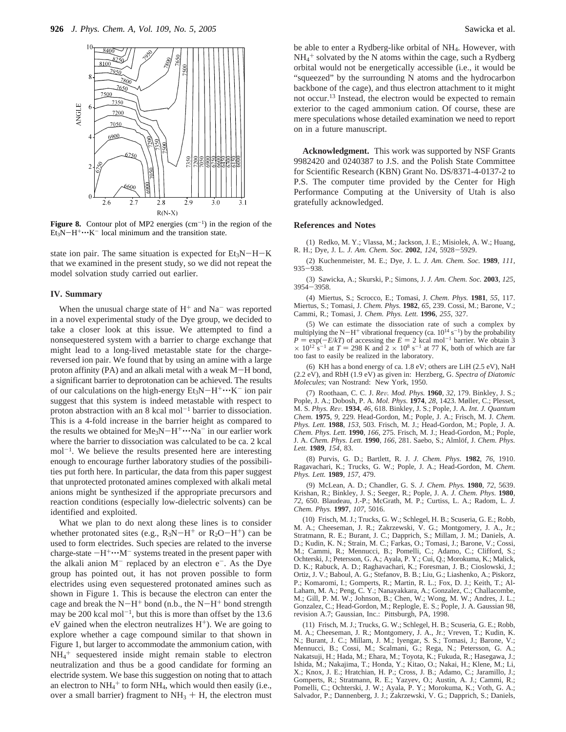**Figure 8.** Contour plot of MP2 energies ($cm^{-1}$) in the region of the $Et_3N-H^+\cdots K^-$ local minimum and the transition state.

state ion pair. The same situation is expected for $Et_3N-H-K$ that we examined in the present study, so we did not repeat the model solvation study carried out earlier.

## IV. Summary

When the unusual charge state of $H^+$ and $Na^-$ was reported in a novel experimental study of the Dye group, we decided to take a closer look at this issue. We attempted to find a nonsequestered system with a barrier to charge exchange that might lead to a long-lived metastable state for the charge-reversed ion pair. We found that by using an amine with a large proton affinity (PA) and an alkali metal with a weak M−H bond, a significant barrier to deprotonation can be achieved. The results of our calculations on the high-energy $Et_3N-H^+\cdots K^-$ ion pair suggest that this system is indeed metastable with respect to proton abstraction with an 8 kcal $mol^{-1}$ barrier to dissociation. This is a 4-fold increase in the barrier height as compared to the results we obtained for $Me_3N-H^+\cdots Na^-$ in our earlier work where the barrier to dissociation was calculated to be ca. 2 kcal $mol^{-1}$. We believe the results presented here are interesting enough to encourage further laboratory studies of the possibilities put forth here. In particular, the data from this paper suggest that unprotected protonated amines complexed with alkali metal anions might be synthesized if the appropriate precursors and reaction conditions (especially low-dielectric solvents) can be identified and exploited.

What we plan to do next along these lines is to consider whether protonated sites (e.g., $R_3N-H^+$ or $R_2O-H^+$) can be used to form electrides. Such species are related to the inverse charge-state $-H^+\cdots M^-$ systems treated in the present paper with the alkali anion $M^-$ replaced by an electron $e^-$. As the Dye group has pointed out, it has not proven possible to form electrides using even sequestered protonated amines such as shown in Figure 1. This is because the electron can enter the cage and break the $N-H^+$ bond (n.b., the $N-H^+$ bond strength may be 200 kcal $mol^{-1}$, but this is more than offset by the 13.6 eV gained when the electron neutralizes $H^+$). We are going to explore whether a cage compound similar to that shown in Figure 1, but larger to accommodate the ammonium cation, with $NH_4^+$ sequestered inside might remain stable to electron neutralization and thus be a good candidate for forming an electride system. We base this suggestion on noting that to attach an electron to $NH_4^+$ to form $NH_4$, which would then easily (i.e., over a small barrier) fragment to $NH_3$ + H, the electron must be able to enter a Rydberg-like orbital of $NH_4$. However, with $NH_4^+$ solvated by the N atoms within the cage, such a Rydberg orbital would not be energetically accessible (i.e., it would be "squeezed" by the surrounding N atoms and the hydrocarbon backbone of the cage), and thus electron attachment to it might not occur.[13] Instead, the electron would be expected to remain exterior to the caged ammonium cation. Of course, these are mere speculations whose detailed examination we need to report on in a future manuscript.

**Acknowledgment.** This work was supported by NSF Grants 9982420 and 0240387 to J.S. and the Polish State Committee for Scientific Research (KBN) Grant No. DS/8371-4-0137-2 to P.S. The computer time provided by the Center for High Performance Computing at the University of Utah is also gratefully acknowledged.

## References and Notes

(1) Redko, M. Y.; Vlassa, M.; Jackson, J. E.; Misiolek, A. W.; Huang, R. H.; Dye, J. L. *J. Am. Chem. Soc.* **2002**, *124*, 5928−5929.

(2) Kuchenmeister, M. E.; Dye, J. L. *J. Am. Chem. Soc.* **1989**, *111*, 935−938.

(3) Sawicka, A.; Skurski, P.; Simons, J. *J. Am. Chem. Soc.* **2003**, *125*, 3954−3958.

(4) Miertus, S.; Scrocco, E.; Tomasi, J. *Chem. Phys.* **1981**, *55*, 117. Miertus, S.; Tomasi, J. *Chem. Phys.* **1982**, *65*, 239. Cossi, M.; Barone, V.; Cammi, R.; Tomasi, J. *Chem. Phys. Lett.* **1996**, *255*, 327.

(5) We can estimate the dissociation rate of such a complex by multiplying the $N-H^+$ vibrational frequency (ca. $10^{14}$ $s^{-1}$) by the probability $P = \exp(-E/kT)$ of accessing the $E$ = 2 kcal $mol^{-1}$ barrier. We obtain $3 \times 10^{12}$ $s^{-1}$ at $T$ = 298 K and $2 \times 10^{8}$ $s^{-1}$ at 77 K, both of which are far too fast to easily be realized in the laboratory.

(6) KH has a bond energy of ca. 1.8 eV; others are LiH (2.5 eV), NaH (2.2 eV), and RbH (1.9 eV) as given in: Herzberg, G. *Spectra of Diatomic Molecules*; van Nostrand: New York, 1950.

(7) Roothaan, C. C. J. *Rev. Mod. Phys.* **1960**, *32*, 179. Binkley, J. S.; Pople, J. A.; Dobosh, P. A. *Mol. Phys.* **1974**, *28*, 1423. Møller, C.; Plesset, M. S. *Phys. Rev.* **1934**, *46*, 618. Binkley, J. S.; Pople, J. A. *Int. J. Quantum Chem.* **1975**, *9*, 229. Head-Gordon, M.; Pople, J. A.; Frisch, M. J. *Chem. Phys. Lett.* **1988**, *153*, 503. Frisch, M. J.; Head-Gordon, M.; Pople, J. A. *Chem. Phys. Lett.* **1990**, *166*, 275. Frisch, M. J.; Head-Gordon, M.; Pople, J. A. *Chem. Phys. Lett.* **1990**, *166*, 281. Saebo, S.; Almlöf, J. *Chem. Phys. Lett.* **1989**, *154*, 83.

(8) Purvis, G. D.; Bartlett, R. J. *J. Chem. Phys.* **1982**, *76*, 1910. Ragavachari, K.; Trucks, G. W.; Pople, J. A.; Head-Gordon, M. *Chem. Phys. Lett.* **1989**, *157*, 479.

(9) McLean, A. D.; Chandler, G. S. *J. Chem. Phys.* **1980**, *72*, 5639. Krishan, R.; Binkley, J. S.; Seeger, R.; Pople, J. A. *J. Chem. Phys.* **1980**, *72*, 650. Blaudeau, J.-P.; McGrath, M. P.; Curtiss, L. A.; Radom, L. *J. Chem. Phys.* **1997**, *107*, 5016.

(10) Frisch, M. J.; Trucks, G. W.; Schlegel, H. B.; Scuseria, G. E.; Robb, M. A.; Cheeseman, J. R.; Zakrzewski, V. G.; Montgomery, J. A., Jr.; Stratmann, R. E.; Burant, J. C.; Dapprich, S.; Millam, J. M.; Daniels, A. D.; Kudin, K. N.; Strain, M. C.; Farkas, O.; Tomasi, J.; Barone, V.; Cossi, M.; Cammi, R.; Mennucci, B.; Pomelli, C.; Adamo, C.; Clifford, S.; Ochterski, J.; Petersson, G. A.; Ayala, P. Y.; Cui, Q.; Morokuma, K.; Malick, D. K.; Rabuck, A. D.; Raghavachari, K.; Foresman, J. B.; Cioslowski, J.; Ortiz, J. V.; Baboul, A. G.; Stefanov, B. B.; Liu, G.; Liashenko, A.; Piskorz, P.; Komaromi, I.; Gomperts, R.; Martin, R. L.; Fox, D. J.; Keith, T.; Al-Laham, M. A.; Peng, C. Y.; Nanayakkara, A.; Gonzalez, C.; Challacombe, M.; Gill, P. M. W.; Johnson, B.; Chen, W.; Wong, M. W.; Andres, J. L.; Gonzalez, C.; Head-Gordon, M.; Replogle, E. S.; Pople, J. A. Gaussian 98, revision A.7; Gaussian, Inc.: Pittsburgh, PA, 1998.

(11) Frisch, M. J.; Trucks, G. W.; Schlegel, H. B.; Scuseria, G. E.; Robb, M. A.; Cheeseman, J. R.; Montgomery, J. A., Jr.; Vreven, T.; Kudin, K. N.; Burant, J. C.; Millam, J. M.; Iyengar, S. S.; Tomasi, J.; Barone, V.; Mennucci, B.; Cossi, M.; Scalmani, G.; Rega, N.; Petersson, G. A.; Nakatsuji, H.; Hada, M.; Ehara, M.; Toyota, K.; Fukuda, R.; Hasegawa, J.; Ishida, M.; Nakajima, T.; Honda, Y.; Kitao, O.; Nakai, H.; Klene, M.; Li, X.; Knox, J. E.; Hratchian, H. P.; Cross, J. B.; Adamo, C.; Jaramillo, J.; Gomperts, R.; Stratmann, R. E.; Yazyev, O.; Austin, A. J.; Cammi, R.; Pomelli, C.; Ochterski, J. W.; Ayala, P. Y.; Morokuma, K.; Voth, G. A.; Salvador, P.; Dannenberg, J. J.; Zakrzewski, V. G.; Dapprich, S.; Daniels,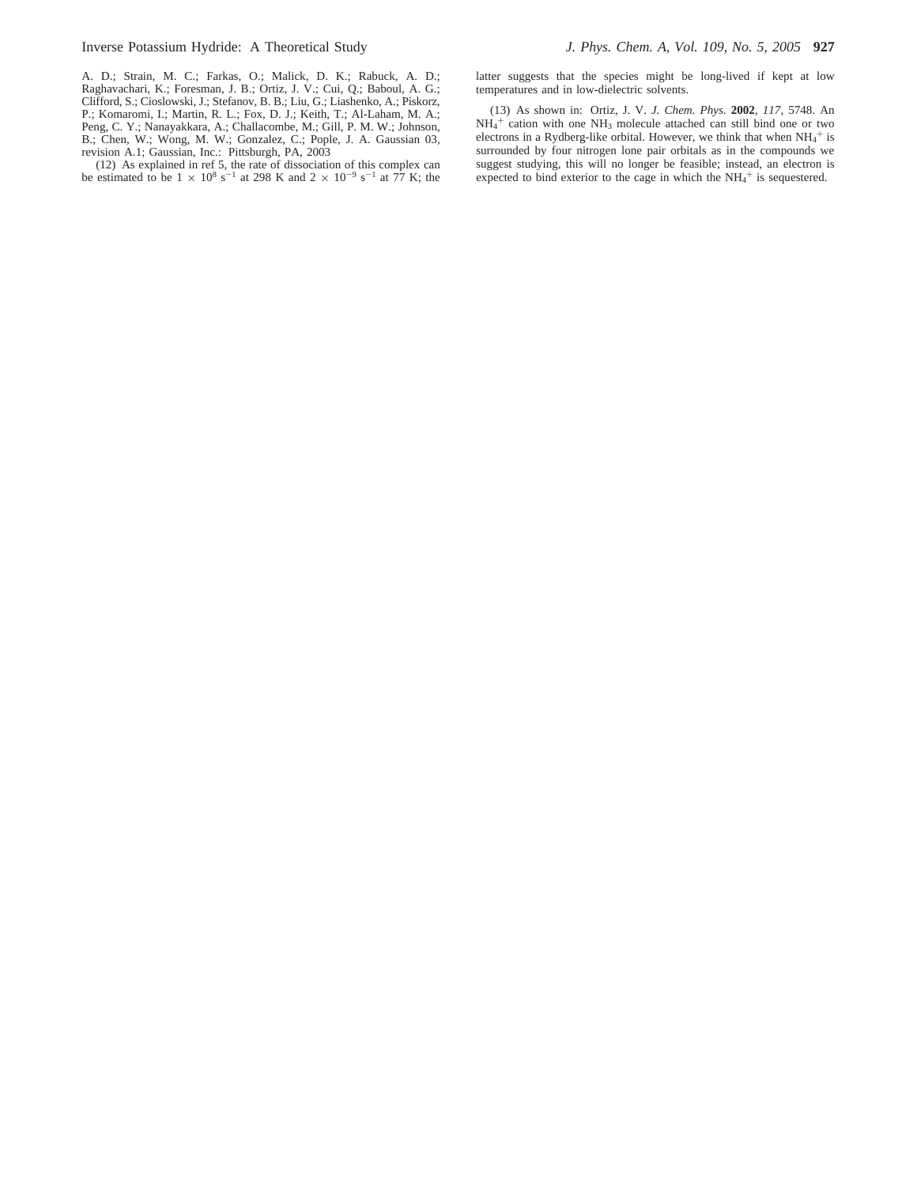A. D.; Strain, M. C.; Farkas, O.; Malick, D. K.; Rabuck, A. D.; Raghavachari, K.; Foresman, J. B.; Ortiz, J. V.; Cui, Q.; Baboul, A. G.; Clifford, S.; Cioslowski, J.; Stefanov, B. B.; Liu, G.; Liashenko, A.; Piskorz, P.; Komaromi, I.; Martin, R. L.; Fox, D. J.; Keith, T.; Al-Laham, M. A.; Peng, C. Y.; Nanayakkara, A.; Challacombe, M.; Gill, P. M. W.; Johnson, B.; Chen, W.; Wong, M. W.; Gonzalez, C.; Pople, J. A. Gaussian 03, revision A.1; Gaussian, Inc.: Pittsburgh, PA, 2003

(12) As explained in ref 5, the rate of dissociation of this complex can be estimated to be $1 \times 10^{8}$ $s^{-1}$ at 298 K and $2 \times 10^{-9}$ $s^{-1}$ at 77 K; the latter suggests that the species might be long-lived if kept at low temperatures and in low-dielectric solvents.

(13) As shown in: Ortiz, J. V. *J. Chem. Phys.* **2002**, *117*, 5748. An $NH_4^+$ cation with one $NH_3$ molecule attached can still bind one or two electrons in a Rydberg-like orbital. However, we think that when $NH_4^+$ is surrounded by four nitrogen lone pair orbitals as in the compounds we suggest studying, this will no longer be feasible; instead, an electron is expected to bind exterior to the cage in which the $NH_4^+$ is sequestered.